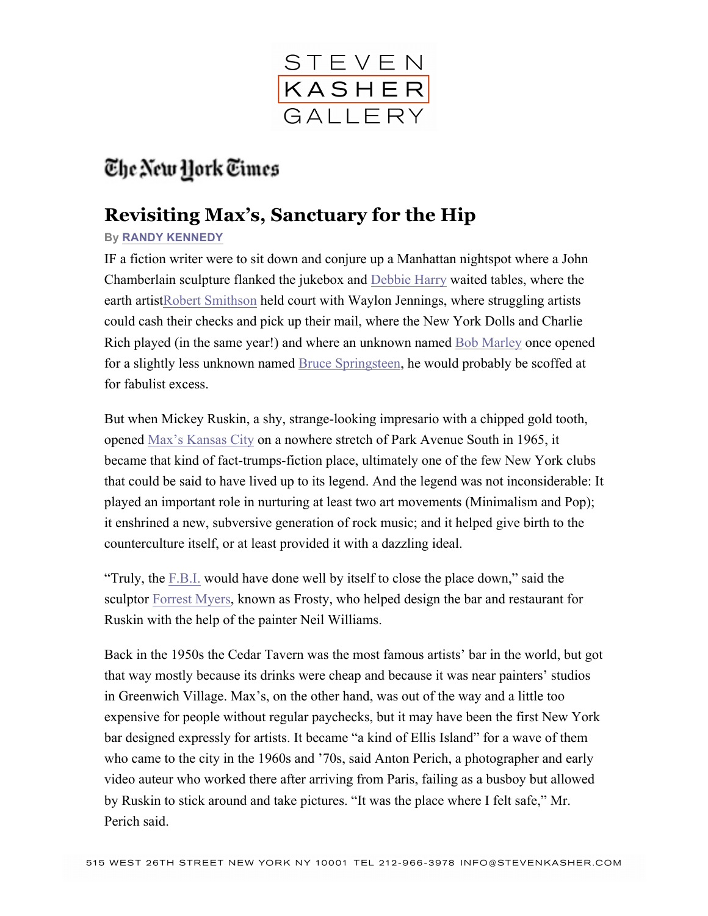STEVEN KASHER GALLERY

The New York Times

# Revisiting Max's, Sanctuary for the Hip

By RANDY KENNEDY

IF a fiction writer were to sit down and conjure up a Manhattan nightspot where a John Chamberlain sculpture flanked the jukebox and Debbie Harry waited tables, where the earth artistRobert Smithson held court with Waylon Jennings, where struggling artists could cash their checks and pick up their mail, where the New York Dolls and Charlie Rich played (in the same year!) and where an unknown named Bob Marley once opened for a slightly less unknown named Bruce Springsteen, he would probably be scoffed at for fabulist excess.

But when Mickey Ruskin, a shy, strange-looking impresario with a chipped gold tooth, opened Max's Kansas City on a nowhere stretch of Park Avenue South in 1965, it became that kind of fact-trumps-fiction place, ultimately one of the few New York clubs that could be said to have lived up to its legend. And the legend was not inconsiderable: It played an important role in nurturing at least two art movements (Minimalism and Pop); it enshrined a new, subversive generation of rock music; and it helped give birth to the counterculture itself, or at least provided it with a dazzling ideal.

"Truly, the F.B.I. would have done well by itself to close the place down," said the sculptor Forrest Myers, known as Frosty, who helped design the bar and restaurant for Ruskin with the help of the painter Neil Williams.

Back in the 1950s the Cedar Tavern was the most famous artists' bar in the world, but got that way mostly because its drinks were cheap and because it was near painters' studios in Greenwich Village. Max's, on the other hand, was out of the way and a little too expensive for people without regular paychecks, but it may have been the first New York bar designed expressly for artists. It became "a kind of Ellis Island" for a wave of them who came to the city in the 1960s and '70s, said Anton Perich, a photographer and early video auteur who worked there after arriving from Paris, failing as a busboy but allowed by Ruskin to stick around and take pictures. "It was the place where I felt safe," Mr. Perich said.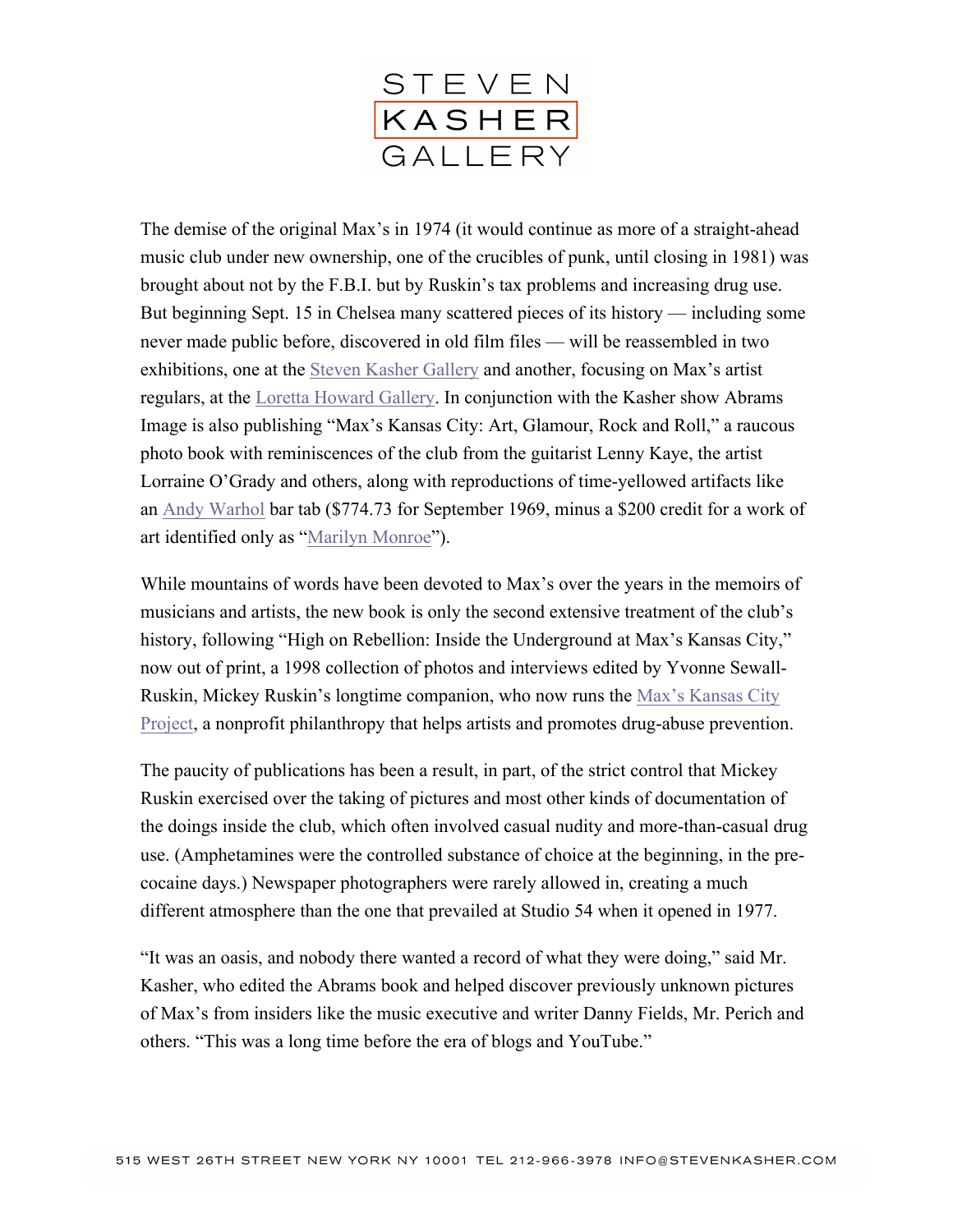The demise of the original Max's in 1974 (it would continue as more of a straight-ahead music club under new ownership, one of the crucibles of punk, until closing in 1981) was brought about not by the F.B.I. but by Ruskin's tax problems and increasing drug use. But beginning Sept. 15 in Chelsea many scattered pieces of its history — including some never made public before, discovered in old film files — will be reassembled in two exhibitions, one at the Steven Kasher Gallery and another, focusing on Max's artist regulars, at the Loretta Howard Gallery. In conjunction with the Kasher show Abrams Image is also publishing "Max's Kansas City: Art, Glamour, Rock and Roll," a raucous photo book with reminiscences of the club from the guitarist Lenny Kaye, the artist Lorraine O'Grady and others, along with reproductions of time-yellowed artifacts like an Andy Warhol bar tab ($774.73 for September 1969, minus a $200 credit for a work of art identified only as "Marilyn Monroe").

While mountains of words have been devoted to Max's over the years in the memoirs of musicians and artists, the new book is only the second extensive treatment of the club's history, following "High on Rebellion: Inside the Underground at Max's Kansas City," now out of print, a 1998 collection of photos and interviews edited by Yvonne Sewall-Ruskin, Mickey Ruskin's longtime companion, who now runs the Max's Kansas City Project, a nonprofit philanthropy that helps artists and promotes drug-abuse prevention.

The paucity of publications has been a result, in part, of the strict control that Mickey Ruskin exercised over the taking of pictures and most other kinds of documentation of the doings inside the club, which often involved casual nudity and more-than-casual drug use. (Amphetamines were the controlled substance of choice at the beginning, in the pre-cocaine days.) Newspaper photographers were rarely allowed in, creating a much different atmosphere than the one that prevailed at Studio 54 when it opened in 1977.

"It was an oasis, and nobody there wanted a record of what they were doing," said Mr. Kasher, who edited the Abrams book and helped discover previously unknown pictures of Max's from insiders like the music executive and writer Danny Fields, Mr. Perich and others. "This was a long time before the era of blogs and YouTube."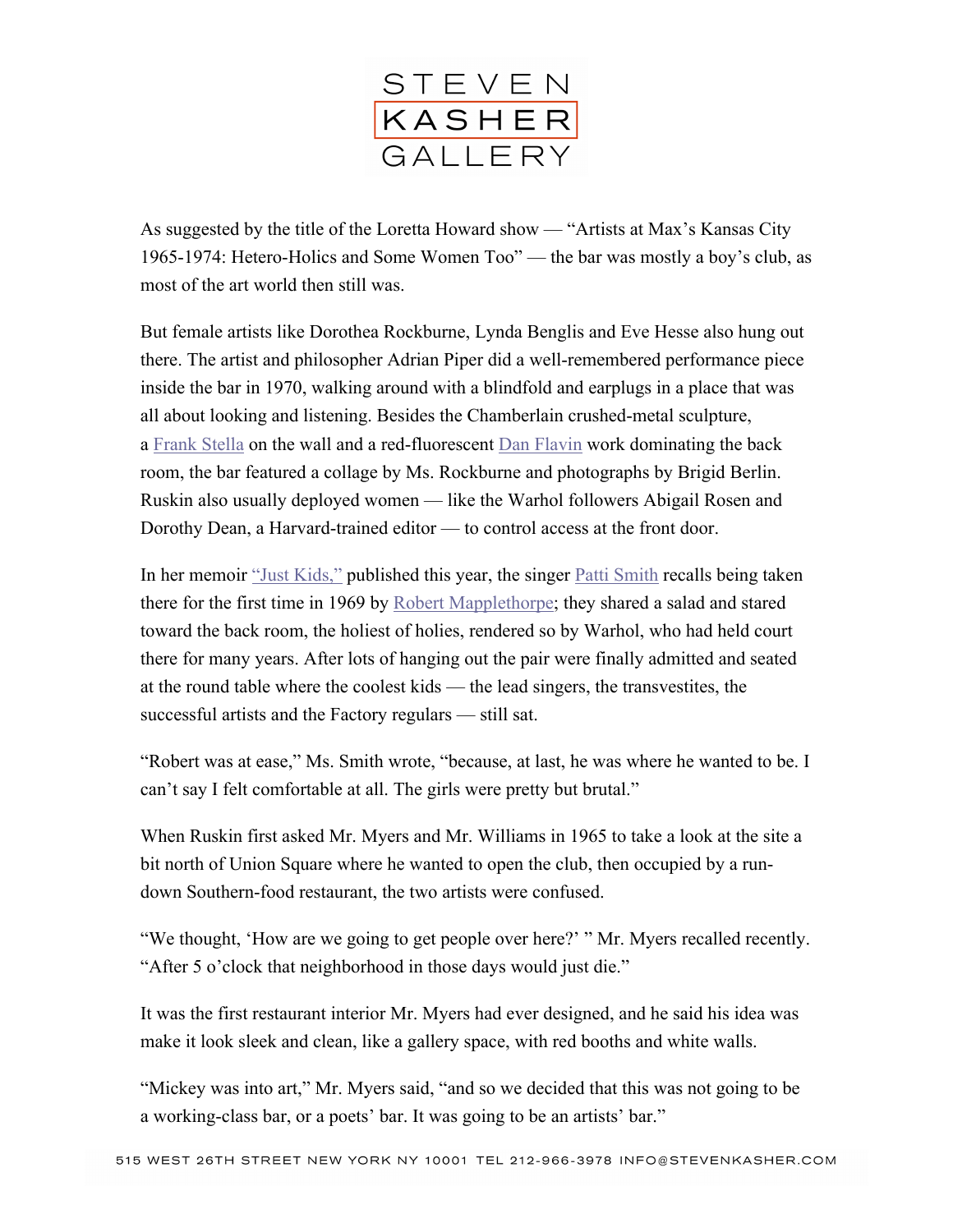As suggested by the title of the Loretta Howard show — "Artists at Max's Kansas City 1965-1974: Hetero-Holics and Some Women Too" — the bar was mostly a boy's club, as most of the art world then still was.

But female artists like Dorothea Rockburne, Lynda Benglis and Eve Hesse also hung out there. The artist and philosopher Adrian Piper did a well-remembered performance piece inside the bar in 1970, walking around with a blindfold and earplugs in a place that was all about looking and listening. Besides the Chamberlain crushed-metal sculpture, a Frank Stella on the wall and a red-fluorescent Dan Flavin work dominating the back room, the bar featured a collage by Ms. Rockburne and photographs by Brigid Berlin. Ruskin also usually deployed women — like the Warhol followers Abigail Rosen and Dorothy Dean, a Harvard-trained editor — to control access at the front door.

In her memoir "Just Kids," published this year, the singer Patti Smith recalls being taken there for the first time in 1969 by Robert Mapplethorpe; they shared a salad and stared toward the back room, the holiest of holies, rendered so by Warhol, who had held court there for many years. After lots of hanging out the pair were finally admitted and seated at the round table where the coolest kids — the lead singers, the transvestites, the successful artists and the Factory regulars — still sat.

"Robert was at ease," Ms. Smith wrote, "because, at last, he was where he wanted to be. I can't say I felt comfortable at all. The girls were pretty but brutal."

When Ruskin first asked Mr. Myers and Mr. Williams in 1965 to take a look at the site a bit north of Union Square where he wanted to open the club, then occupied by a run-down Southern-food restaurant, the two artists were confused.

"We thought, 'How are we going to get people over here?' " Mr. Myers recalled recently. "After 5 o'clock that neighborhood in those days would just die."

It was the first restaurant interior Mr. Myers had ever designed, and he said his idea was make it look sleek and clean, like a gallery space, with red booths and white walls.

"Mickey was into art," Mr. Myers said, "and so we decided that this was not going to be a working-class bar, or a poets' bar. It was going to be an artists' bar."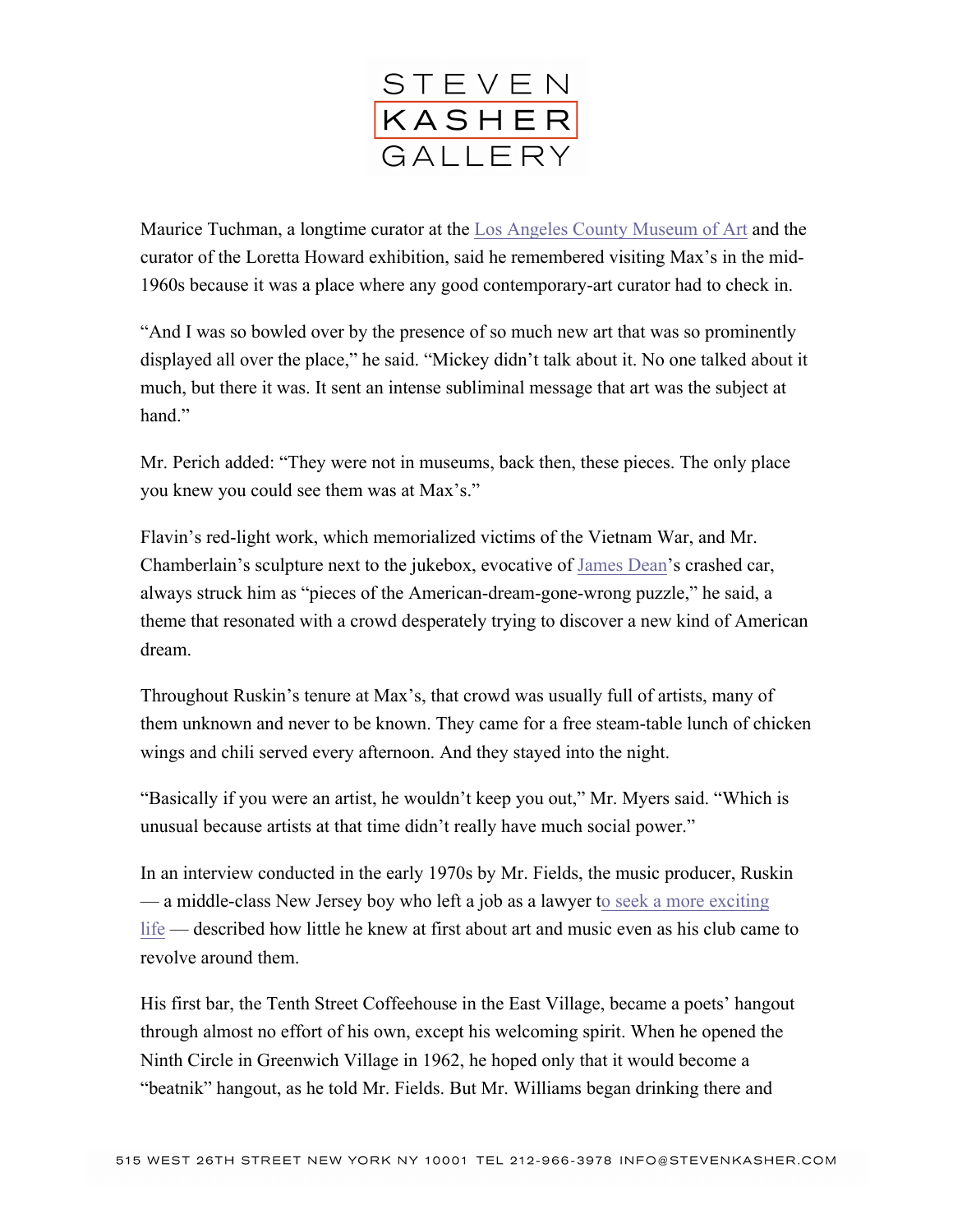Maurice Tuchman, a longtime curator at the Los Angeles County Museum of Art and the curator of the Loretta Howard exhibition, said he remembered visiting Max's in the mid-1960s because it was a place where any good contemporary-art curator had to check in.

"And I was so bowled over by the presence of so much new art that was so prominently displayed all over the place," he said. "Mickey didn't talk about it. No one talked about it much, but there it was. It sent an intense subliminal message that art was the subject at hand."

Mr. Perich added: "They were not in museums, back then, these pieces. The only place you knew you could see them was at Max's."

Flavin's red-light work, which memorialized victims of the Vietnam War, and Mr. Chamberlain's sculpture next to the jukebox, evocative of James Dean's crashed car, always struck him as "pieces of the American-dream-gone-wrong puzzle," he said, a theme that resonated with a crowd desperately trying to discover a new kind of American dream.

Throughout Ruskin's tenure at Max's, that crowd was usually full of artists, many of them unknown and never to be known. They came for a free steam-table lunch of chicken wings and chili served every afternoon. And they stayed into the night.

"Basically if you were an artist, he wouldn't keep you out," Mr. Myers said. "Which is unusual because artists at that time didn't really have much social power."

In an interview conducted in the early 1970s by Mr. Fields, the music producer, Ruskin — a middle-class New Jersey boy who left a job as a lawyer to seek a more exciting life — described how little he knew at first about art and music even as his club came to revolve around them.

His first bar, the Tenth Street Coffeehouse in the East Village, became a poets' hangout through almost no effort of his own, except his welcoming spirit. When he opened the Ninth Circle in Greenwich Village in 1962, he hoped only that it would become a "beatnik" hangout, as he told Mr. Fields. But Mr. Williams began drinking there and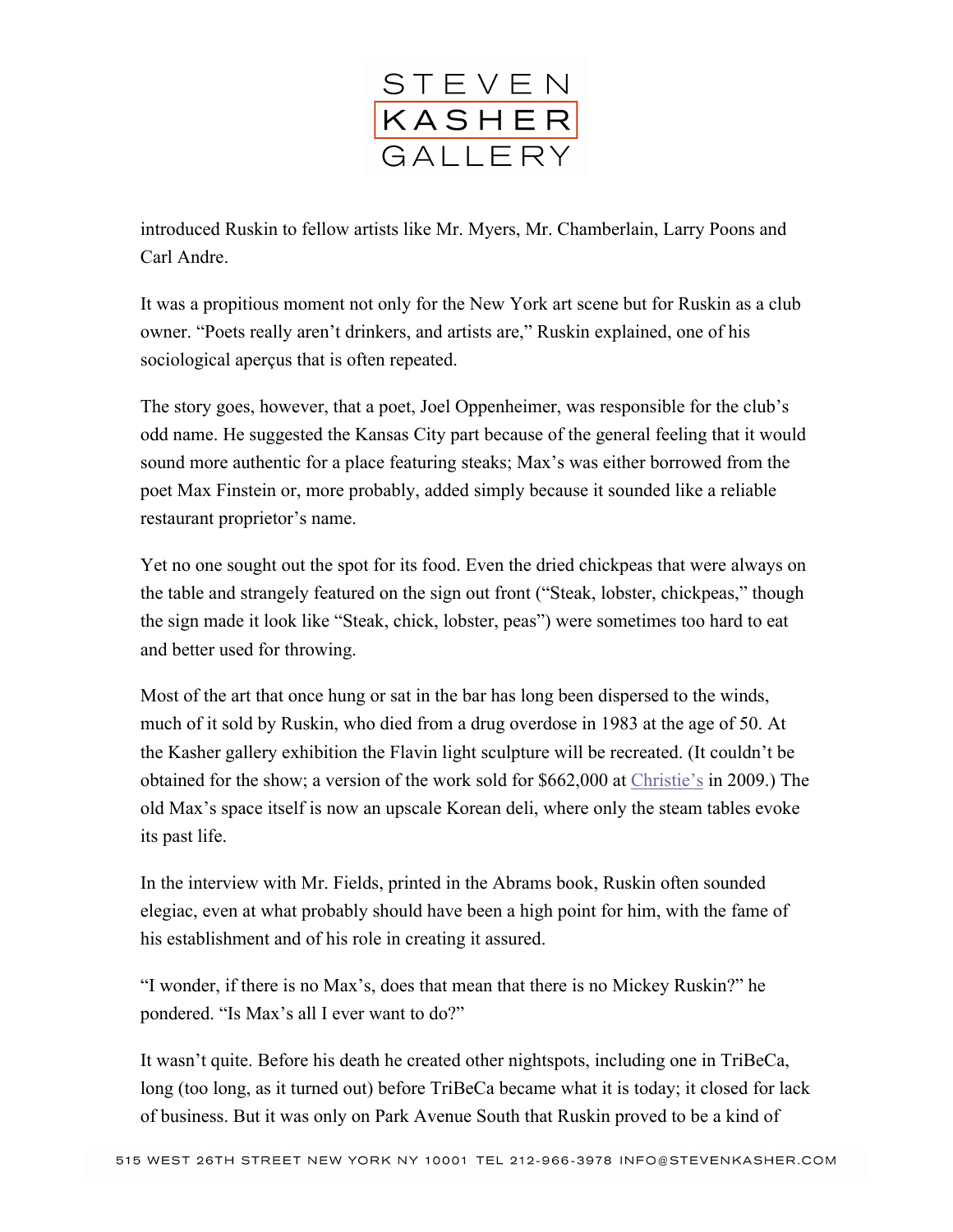introduced Ruskin to fellow artists like Mr. Myers, Mr. Chamberlain, Larry Poons and Carl Andre.

It was a propitious moment not only for the New York art scene but for Ruskin as a club owner. "Poets really aren't drinkers, and artists are," Ruskin explained, one of his sociological aperçus that is often repeated.

The story goes, however, that a poet, Joel Oppenheimer, was responsible for the club's odd name. He suggested the Kansas City part because of the general feeling that it would sound more authentic for a place featuring steaks; Max's was either borrowed from the poet Max Finstein or, more probably, added simply because it sounded like a reliable restaurant proprietor's name.

Yet no one sought out the spot for its food. Even the dried chickpeas that were always on the table and strangely featured on the sign out front ("Steak, lobster, chickpeas," though the sign made it look like "Steak, chick, lobster, peas") were sometimes too hard to eat and better used for throwing.

Most of the art that once hung or sat in the bar has long been dispersed to the winds, much of it sold by Ruskin, who died from a drug overdose in 1983 at the age of 50. At the Kasher gallery exhibition the Flavin light sculpture will be recreated. (It couldn't be obtained for the show; a version of the work sold for $662,000 at Christie's in 2009.) The old Max's space itself is now an upscale Korean deli, where only the steam tables evoke its past life.

In the interview with Mr. Fields, printed in the Abrams book, Ruskin often sounded elegiac, even at what probably should have been a high point for him, with the fame of his establishment and of his role in creating it assured.

"I wonder, if there is no Max's, does that mean that there is no Mickey Ruskin?" he pondered. "Is Max's all I ever want to do?"

It wasn't quite. Before his death he created other nightspots, including one in TriBeCa, long (too long, as it turned out) before TriBeCa became what it is today; it closed for lack of business. But it was only on Park Avenue South that Ruskin proved to be a kind of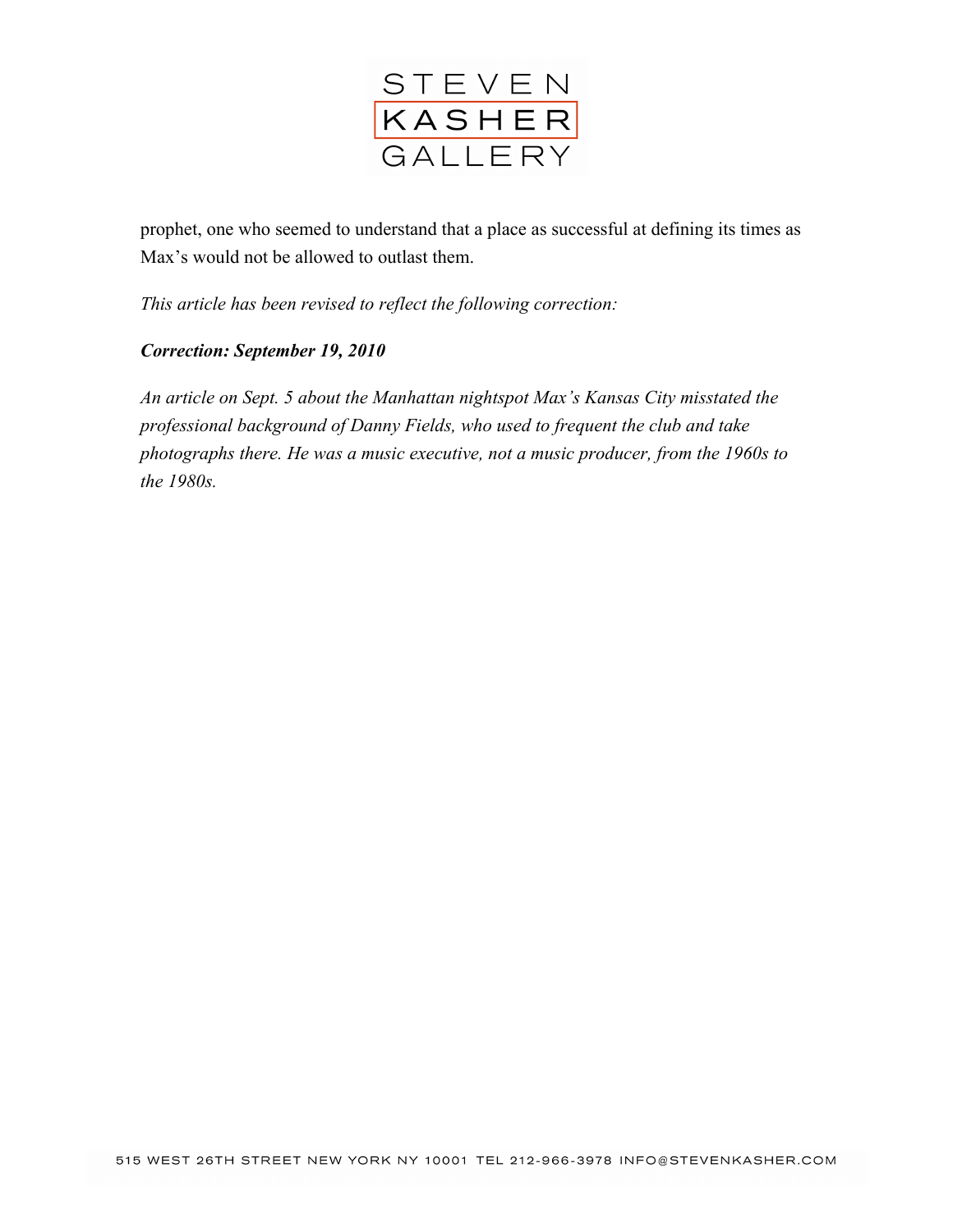prophet, one who seemed to understand that a place as successful at defining its times as Max's would not be allowed to outlast them.

*This article has been revised to reflect the following correction:*

***Correction: September 19, 2010***

*An article on Sept. 5 about the Manhattan nightspot Max's Kansas City misstated the professional background of Danny Fields, who used to frequent the club and take photographs there. He was a music executive, not a music producer, from the 1960s to the 1980s.*